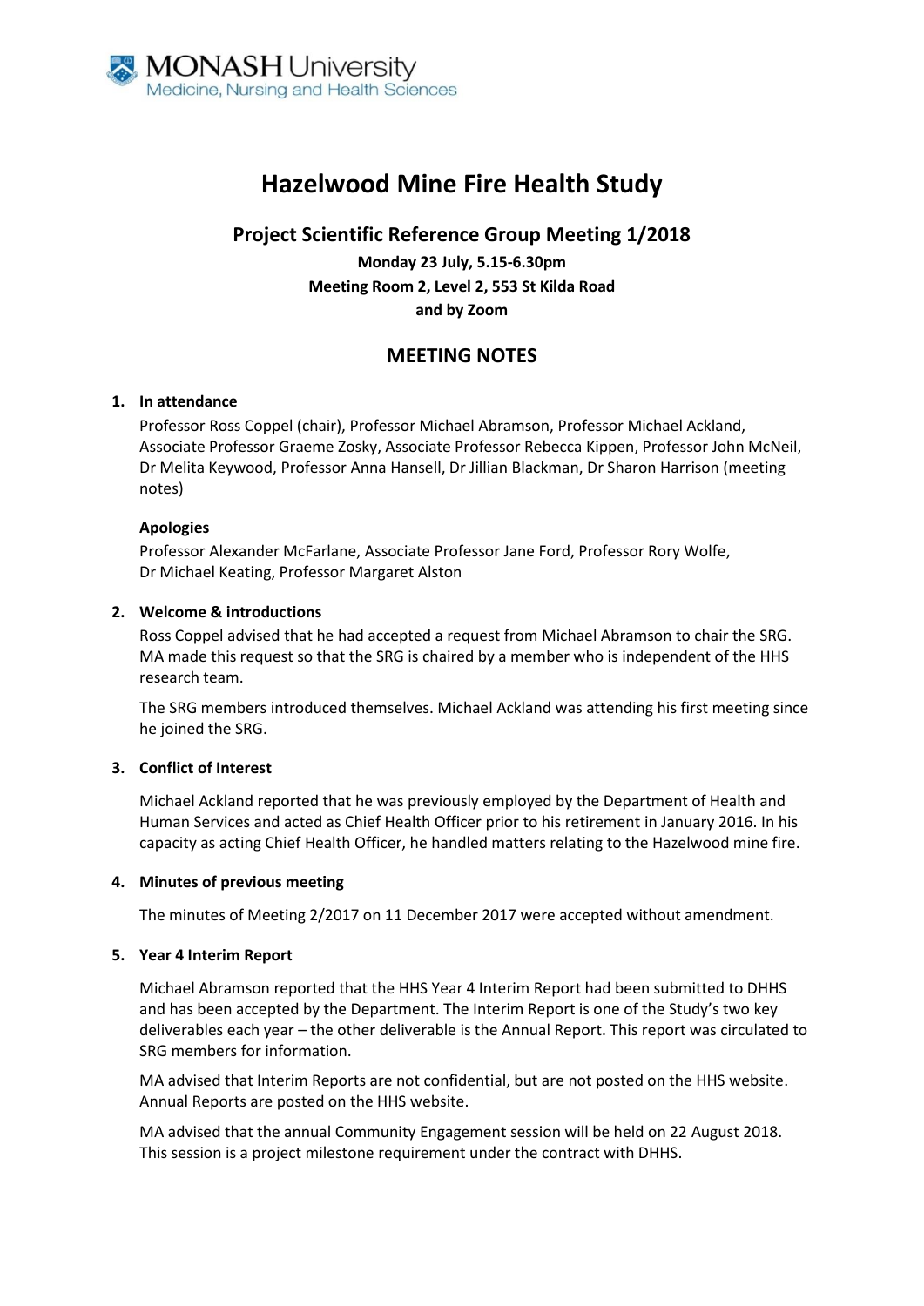MONASH University
Medicine, Nursing and Health Sciences

# Hazelwood Mine Fire Health Study

## Project Scientific Reference Group Meeting 1/2018

**Monday 23 July, 5.15-6.30pm**
**Meeting Room 2, Level 2, 553 St Kilda Road**
**and by Zoom**

## MEETING NOTES

### 1. In attendance

Professor Ross Coppel (chair), Professor Michael Abramson, Professor Michael Ackland, Associate Professor Graeme Zosky, Associate Professor Rebecca Kippen, Professor John McNeil, Dr Melita Keywood, Professor Anna Hansell, Dr Jillian Blackman, Dr Sharon Harrison (meeting notes)

**Apologies**

Professor Alexander McFarlane, Associate Professor Jane Ford, Professor Rory Wolfe, Dr Michael Keating, Professor Margaret Alston

### 2. Welcome & introductions

Ross Coppel advised that he had accepted a request from Michael Abramson to chair the SRG. MA made this request so that the SRG is chaired by a member who is independent of the HHS research team.

The SRG members introduced themselves. Michael Ackland was attending his first meeting since he joined the SRG.

### 3. Conflict of Interest

Michael Ackland reported that he was previously employed by the Department of Health and Human Services and acted as Chief Health Officer prior to his retirement in January 2016. In his capacity as acting Chief Health Officer, he handled matters relating to the Hazelwood mine fire.

### 4. Minutes of previous meeting

The minutes of Meeting 2/2017 on 11 December 2017 were accepted without amendment.

### 5. Year 4 Interim Report

Michael Abramson reported that the HHS Year 4 Interim Report had been submitted to DHHS and has been accepted by the Department. The Interim Report is one of the Study's two key deliverables each year – the other deliverable is the Annual Report. This report was circulated to SRG members for information.

MA advised that Interim Reports are not confidential, but are not posted on the HHS website. Annual Reports are posted on the HHS website.

MA advised that the annual Community Engagement session will be held on 22 August 2018. This session is a project milestone requirement under the contract with DHHS.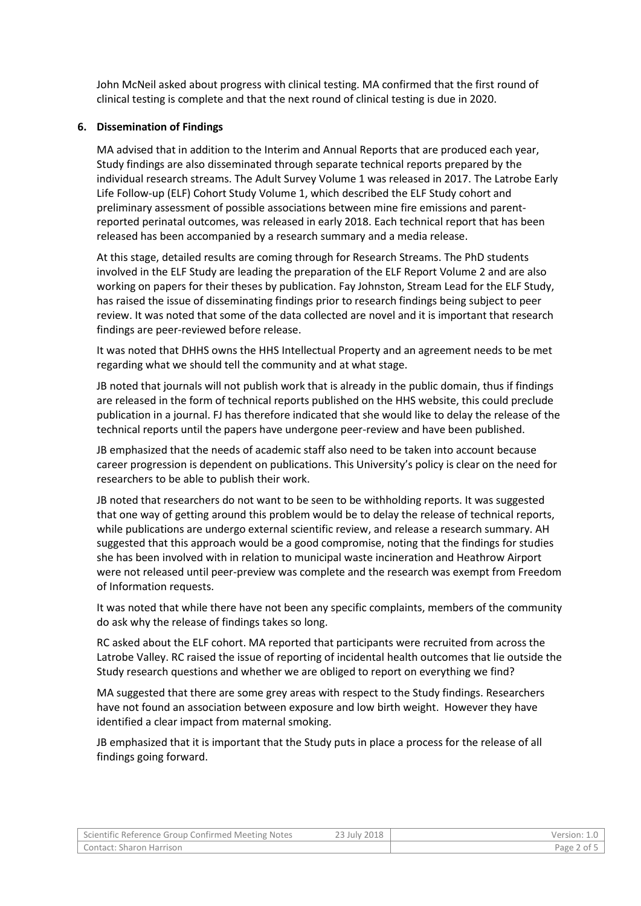John McNeil asked about progress with clinical testing. MA confirmed that the first round of clinical testing is complete and that the next round of clinical testing is due in 2020.

## 6. Dissemination of Findings

MA advised that in addition to the Interim and Annual Reports that are produced each year, Study findings are also disseminated through separate technical reports prepared by the individual research streams. The Adult Survey Volume 1 was released in 2017. The Latrobe Early Life Follow-up (ELF) Cohort Study Volume 1, which described the ELF Study cohort and preliminary assessment of possible associations between mine fire emissions and parent-reported perinatal outcomes, was released in early 2018. Each technical report that has been released has been accompanied by a research summary and a media release.

At this stage, detailed results are coming through for Research Streams. The PhD students involved in the ELF Study are leading the preparation of the ELF Report Volume 2 and are also working on papers for their theses by publication. Fay Johnston, Stream Lead for the ELF Study, has raised the issue of disseminating findings prior to research findings being subject to peer review. It was noted that some of the data collected are novel and it is important that research findings are peer-reviewed before release.

It was noted that DHHS owns the HHS Intellectual Property and an agreement needs to be met regarding what we should tell the community and at what stage.

JB noted that journals will not publish work that is already in the public domain, thus if findings are released in the form of technical reports published on the HHS website, this could preclude publication in a journal. FJ has therefore indicated that she would like to delay the release of the technical reports until the papers have undergone peer-review and have been published.

JB emphasized that the needs of academic staff also need to be taken into account because career progression is dependent on publications. This University's policy is clear on the need for researchers to be able to publish their work.

JB noted that researchers do not want to be seen to be withholding reports. It was suggested that one way of getting around this problem would be to delay the release of technical reports, while publications are undergo external scientific review, and release a research summary. AH suggested that this approach would be a good compromise, noting that the findings for studies she has been involved with in relation to municipal waste incineration and Heathrow Airport were not released until peer-preview was complete and the research was exempt from Freedom of Information requests.

It was noted that while there have not been any specific complaints, members of the community do ask why the release of findings takes so long.

RC asked about the ELF cohort. MA reported that participants were recruited from across the Latrobe Valley. RC raised the issue of reporting of incidental health outcomes that lie outside the Study research questions and whether we are obliged to report on everything we find?

MA suggested that there are some grey areas with respect to the Study findings. Researchers have not found an association between exposure and low birth weight. However they have identified a clear impact from maternal smoking.

JB emphasized that it is important that the Study puts in place a process for the release of all findings going forward.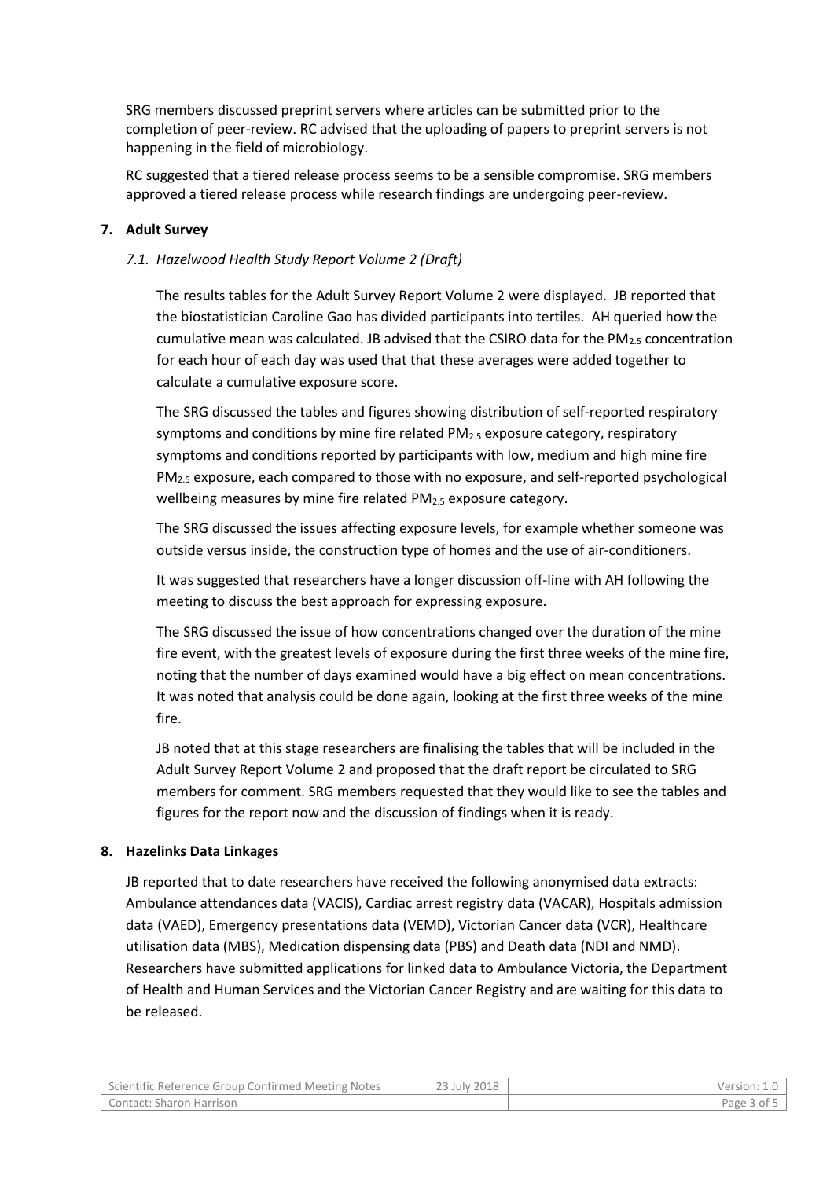SRG members discussed preprint servers where articles can be submitted prior to the completion of peer-review. RC advised that the uploading of papers to preprint servers is not happening in the field of microbiology.

RC suggested that a tiered release process seems to be a sensible compromise. SRG members approved a tiered release process while research findings are undergoing peer-review.

## 7. Adult Survey

### *7.1. Hazelwood Health Study Report Volume 2 (Draft)*

The results tables for the Adult Survey Report Volume 2 were displayed. JB reported that the biostatistician Caroline Gao has divided participants into tertiles. AH queried how the cumulative mean was calculated. JB advised that the CSIRO data for the $PM_{2.5}$ concentration for each hour of each day was used that that these averages were added together to calculate a cumulative exposure score.

The SRG discussed the tables and figures showing distribution of self-reported respiratory symptoms and conditions by mine fire related $PM_{2.5}$ exposure category, respiratory symptoms and conditions reported by participants with low, medium and high mine fire $PM_{2.5}$ exposure, each compared to those with no exposure, and self-reported psychological wellbeing measures by mine fire related $PM_{2.5}$ exposure category.

The SRG discussed the issues affecting exposure levels, for example whether someone was outside versus inside, the construction type of homes and the use of air-conditioners.

It was suggested that researchers have a longer discussion off-line with AH following the meeting to discuss the best approach for expressing exposure.

The SRG discussed the issue of how concentrations changed over the duration of the mine fire event, with the greatest levels of exposure during the first three weeks of the mine fire, noting that the number of days examined would have a big effect on mean concentrations. It was noted that analysis could be done again, looking at the first three weeks of the mine fire.

JB noted that at this stage researchers are finalising the tables that will be included in the Adult Survey Report Volume 2 and proposed that the draft report be circulated to SRG members for comment. SRG members requested that they would like to see the tables and figures for the report now and the discussion of findings when it is ready.

## 8. Hazelinks Data Linkages

JB reported that to date researchers have received the following anonymised data extracts: Ambulance attendances data (VACIS), Cardiac arrest registry data (VACAR), Hospitals admission data (VAED), Emergency presentations data (VEMD), Victorian Cancer data (VCR), Healthcare utilisation data (MBS), Medication dispensing data (PBS) and Death data (NDI and NMD). Researchers have submitted applications for linked data to Ambulance Victoria, the Department of Health and Human Services and the Victorian Cancer Registry and are waiting for this data to be released.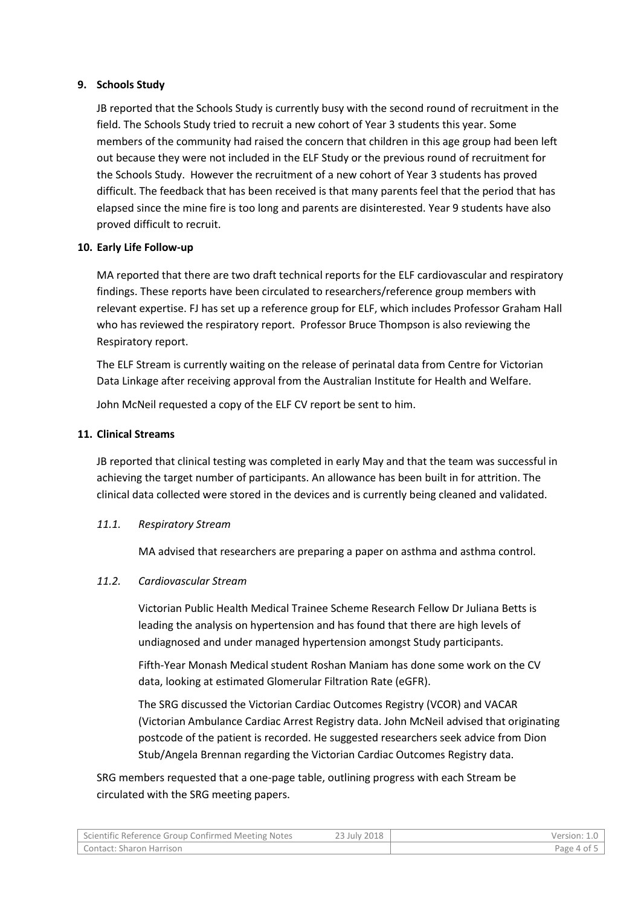## 9. Schools Study

JB reported that the Schools Study is currently busy with the second round of recruitment in the field. The Schools Study tried to recruit a new cohort of Year 3 students this year. Some members of the community had raised the concern that children in this age group had been left out because they were not included in the ELF Study or the previous round of recruitment for the Schools Study. However the recruitment of a new cohort of Year 3 students has proved difficult. The feedback that has been received is that many parents feel that the period that has elapsed since the mine fire is too long and parents are disinterested. Year 9 students have also proved difficult to recruit.

## 10. Early Life Follow-up

MA reported that there are two draft technical reports for the ELF cardiovascular and respiratory findings. These reports have been circulated to researchers/reference group members with relevant expertise. FJ has set up a reference group for ELF, which includes Professor Graham Hall who has reviewed the respiratory report. Professor Bruce Thompson is also reviewing the Respiratory report.

The ELF Stream is currently waiting on the release of perinatal data from Centre for Victorian Data Linkage after receiving approval from the Australian Institute for Health and Welfare.

John McNeil requested a copy of the ELF CV report be sent to him.

## 11. Clinical Streams

JB reported that clinical testing was completed in early May and that the team was successful in achieving the target number of participants. An allowance has been built in for attrition. The clinical data collected were stored in the devices and is currently being cleaned and validated.

### *11.1. Respiratory Stream*

MA advised that researchers are preparing a paper on asthma and asthma control.

### *11.2. Cardiovascular Stream*

Victorian Public Health Medical Trainee Scheme Research Fellow Dr Juliana Betts is leading the analysis on hypertension and has found that there are high levels of undiagnosed and under managed hypertension amongst Study participants.

Fifth-Year Monash Medical student Roshan Maniam has done some work on the CV data, looking at estimated Glomerular Filtration Rate (eGFR).

The SRG discussed the Victorian Cardiac Outcomes Registry (VCOR) and VACAR (Victorian Ambulance Cardiac Arrest Registry data. John McNeil advised that originating postcode of the patient is recorded. He suggested researchers seek advice from Dion Stub/Angela Brennan regarding the Victorian Cardiac Outcomes Registry data.

SRG members requested that a one-page table, outlining progress with each Stream be circulated with the SRG meeting papers.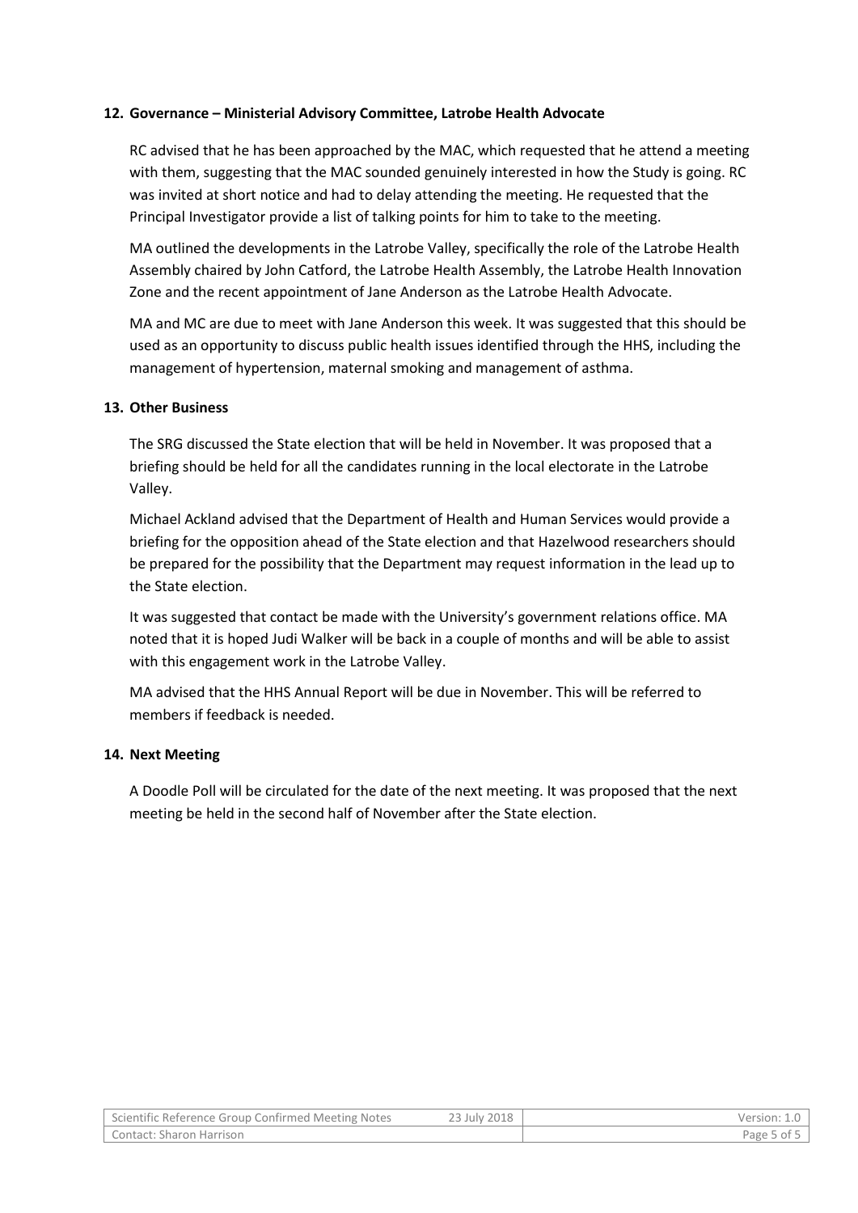## 12. Governance – Ministerial Advisory Committee, Latrobe Health Advocate

RC advised that he has been approached by the MAC, which requested that he attend a meeting with them, suggesting that the MAC sounded genuinely interested in how the Study is going. RC was invited at short notice and had to delay attending the meeting. He requested that the Principal Investigator provide a list of talking points for him to take to the meeting.

MA outlined the developments in the Latrobe Valley, specifically the role of the Latrobe Health Assembly chaired by John Catford, the Latrobe Health Assembly, the Latrobe Health Innovation Zone and the recent appointment of Jane Anderson as the Latrobe Health Advocate.

MA and MC are due to meet with Jane Anderson this week. It was suggested that this should be used as an opportunity to discuss public health issues identified through the HHS, including the management of hypertension, maternal smoking and management of asthma.

## 13. Other Business

The SRG discussed the State election that will be held in November. It was proposed that a briefing should be held for all the candidates running in the local electorate in the Latrobe Valley.

Michael Ackland advised that the Department of Health and Human Services would provide a briefing for the opposition ahead of the State election and that Hazelwood researchers should be prepared for the possibility that the Department may request information in the lead up to the State election.

It was suggested that contact be made with the University's government relations office. MA noted that it is hoped Judi Walker will be back in a couple of months and will be able to assist with this engagement work in the Latrobe Valley.

MA advised that the HHS Annual Report will be due in November. This will be referred to members if feedback is needed.

## 14. Next Meeting

A Doodle Poll will be circulated for the date of the next meeting. It was proposed that the next meeting be held in the second half of November after the State election.